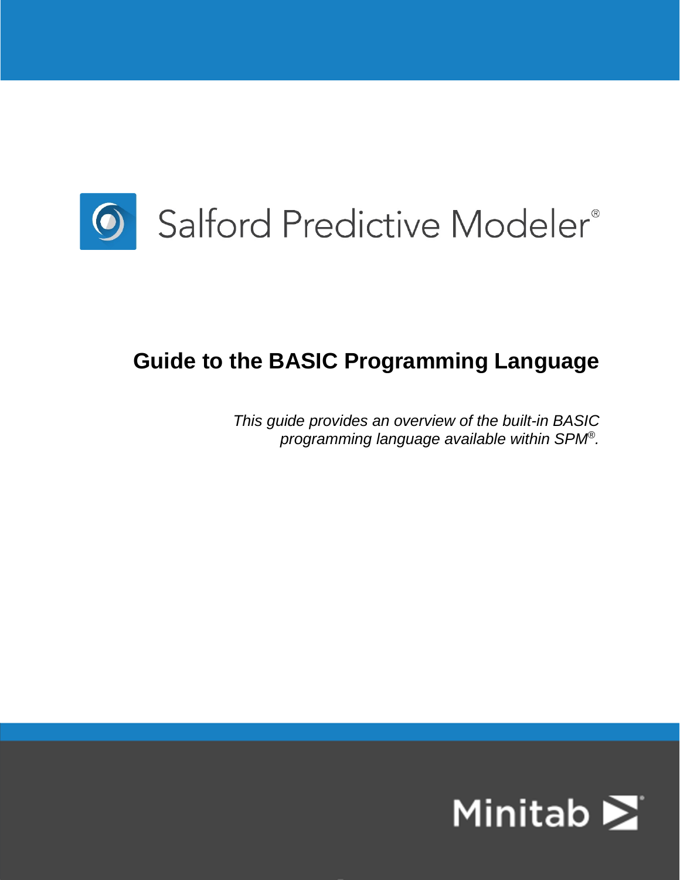# Salford Predictive Modeler®

## Guide to the BASIC Programming Language

*This guide provides an overview of the built-in BASIC programming language available within SPM®.*

Minitab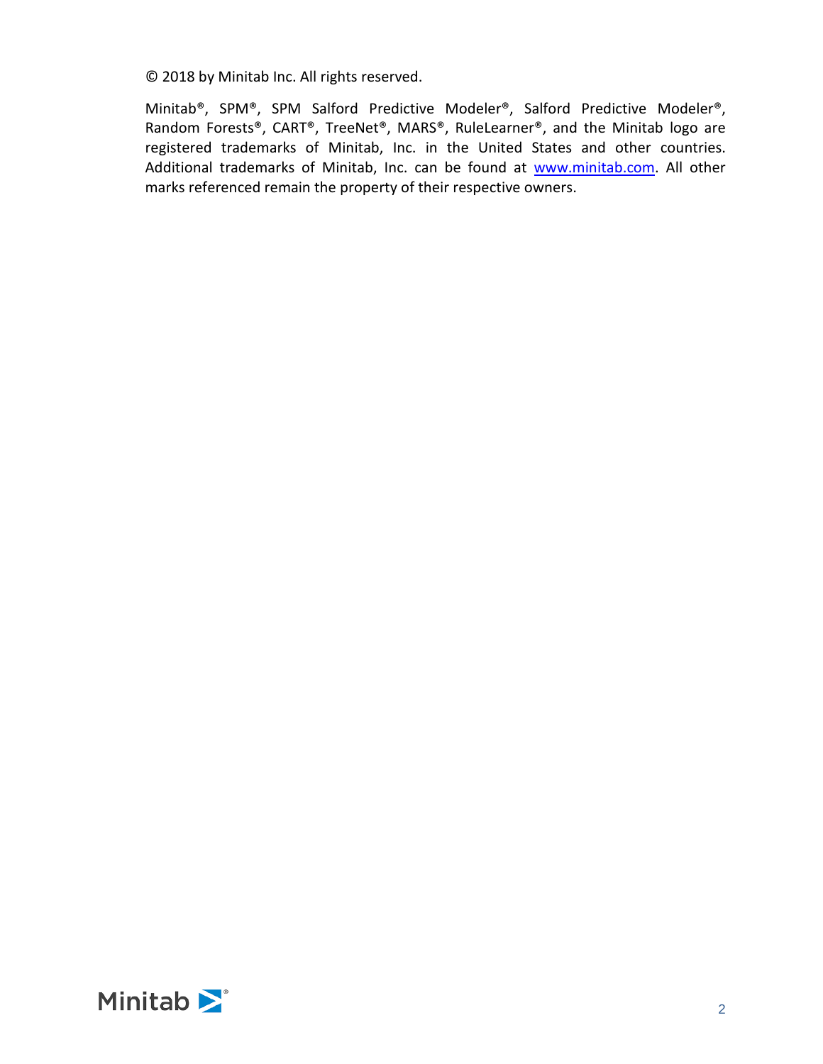© 2018 by Minitab Inc. All rights reserved.

Minitab®, SPM®, SPM Salford Predictive Modeler®, Salford Predictive Modeler®, Random Forests®, CART®, TreeNet®, MARS®, RuleLearner®, and the Minitab logo are registered trademarks of Minitab, Inc. in the United States and other countries. Additional trademarks of Minitab, Inc. can be found at [www.minitab.com](http://www.minitab.com). All other marks referenced remain the property of their respective owners.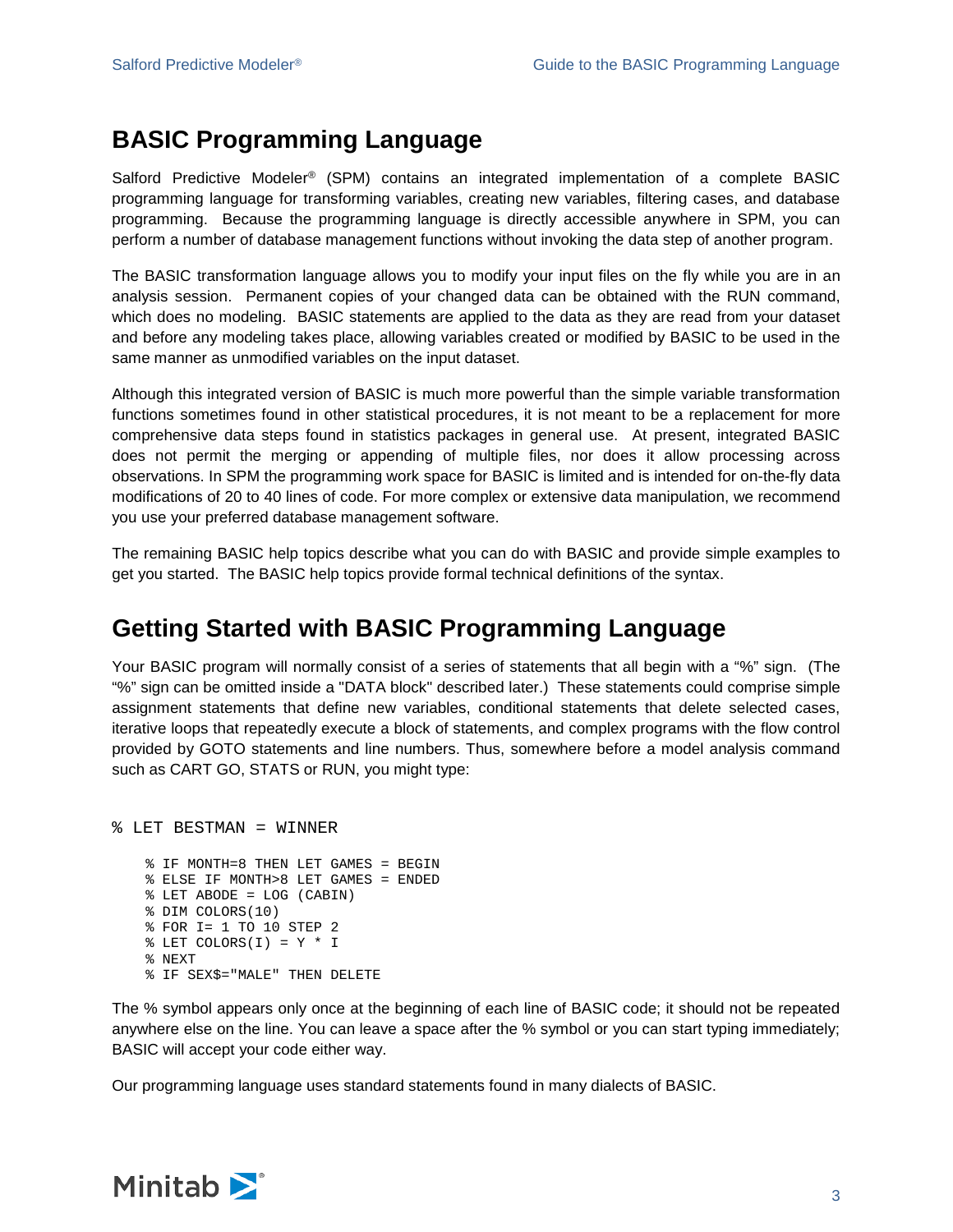# BASIC Programming Language

Salford Predictive Modeler® (SPM) contains an integrated implementation of a complete BASIC programming language for transforming variables, creating new variables, filtering cases, and database programming. Because the programming language is directly accessible anywhere in SPM, you can perform a number of database management functions without invoking the data step of another program.

The BASIC transformation language allows you to modify your input files on the fly while you are in an analysis session. Permanent copies of your changed data can be obtained with the RUN command, which does no modeling. BASIC statements are applied to the data as they are read from your dataset and before any modeling takes place, allowing variables created or modified by BASIC to be used in the same manner as unmodified variables on the input dataset.

Although this integrated version of BASIC is much more powerful than the simple variable transformation functions sometimes found in other statistical procedures, it is not meant to be a replacement for more comprehensive data steps found in statistics packages in general use. At present, integrated BASIC does not permit the merging or appending of multiple files, nor does it allow processing across observations. In SPM the programming work space for BASIC is limited and is intended for on-the-fly data modifications of 20 to 40 lines of code. For more complex or extensive data manipulation, we recommend you use your preferred database management software.

The remaining BASIC help topics describe what you can do with BASIC and provide simple examples to get you started. The BASIC help topics provide formal technical definitions of the syntax.

# Getting Started with BASIC Programming Language

Your BASIC program will normally consist of a series of statements that all begin with a "%" sign. (The "%" sign can be omitted inside a "DATA block" described later.) These statements could comprise simple assignment statements that define new variables, conditional statements that delete selected cases, iterative loops that repeatedly execute a block of statements, and complex programs with the flow control provided by GOTO statements and line numbers. Thus, somewhere before a model analysis command such as CART GO, STATS or RUN, you might type:

```
% LET BESTMAN = WINNER

    % IF MONTH=8 THEN LET GAMES = BEGIN
    % ELSE IF MONTH>8 LET GAMES = ENDED
    % LET ABODE = LOG (CABIN)
    % DIM COLORS(10)
    % FOR I= 1 TO 10 STEP 2
    % LET COLORS(I) = Y * I
    % NEXT
    % IF SEX$="MALE" THEN DELETE
```

The % symbol appears only once at the beginning of each line of BASIC code; it should not be repeated anywhere else on the line. You can leave a space after the % symbol or you can start typing immediately; BASIC will accept your code either way.

Our programming language uses standard statements found in many dialects of BASIC.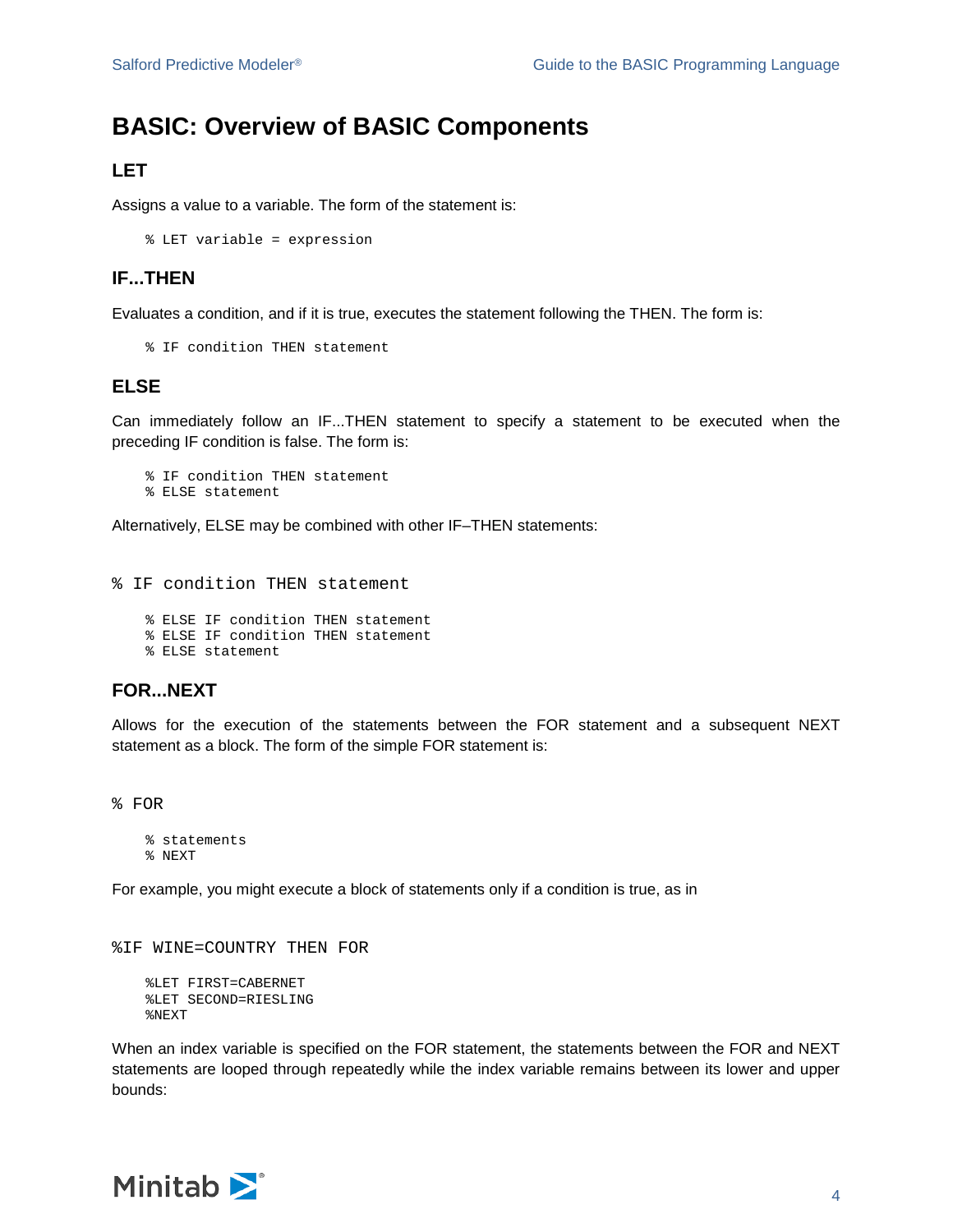# BASIC: Overview of BASIC Components

## LET

Assigns a value to a variable. The form of the statement is:

```
% LET variable = expression
```

## IF...THEN

Evaluates a condition, and if it is true, executes the statement following the THEN. The form is:

```
% IF condition THEN statement
```

## ELSE

Can immediately follow an IF...THEN statement to specify a statement to be executed when the preceding IF condition is false. The form is:

```
% IF condition THEN statement
% ELSE statement
```

Alternatively, ELSE may be combined with other IF–THEN statements:

```
% IF condition THEN statement
% ELSE IF condition THEN statement
% ELSE IF condition THEN statement
% ELSE statement
```

## FOR...NEXT

Allows for the execution of the statements between the FOR statement and a subsequent NEXT statement as a block. The form of the simple FOR statement is:

```
% FOR
% statements
% NEXT
```

For example, you might execute a block of statements only if a condition is true, as in

```
%IF WINE=COUNTRY THEN FOR
%LET FIRST=CABERNET
%LET SECOND=RIESLING
%NEXT
```

When an index variable is specified on the FOR statement, the statements between the FOR and NEXT statements are looped through repeatedly while the index variable remains between its lower and upper bounds: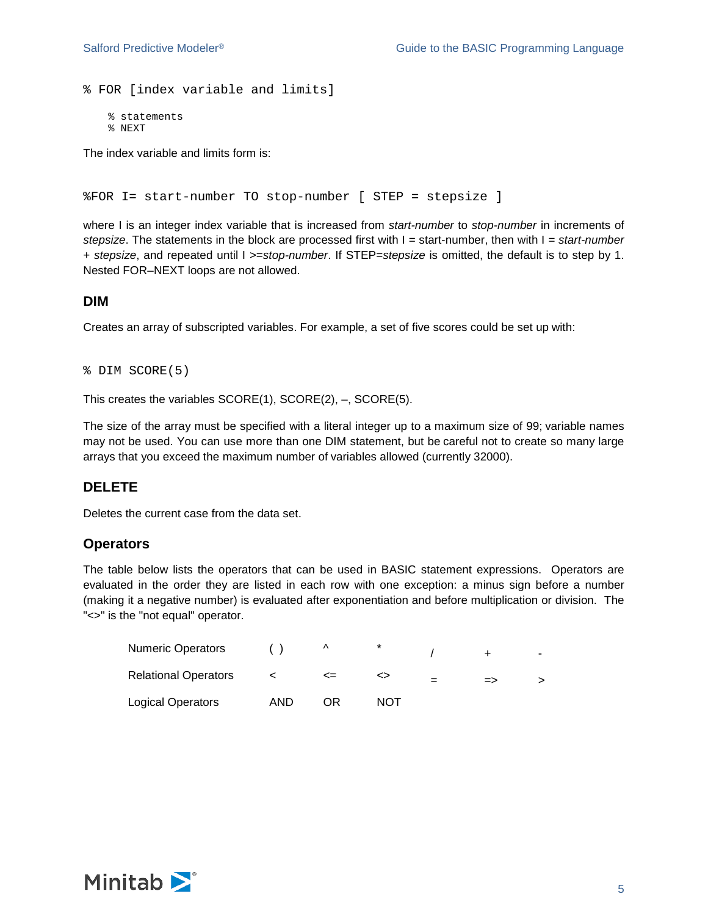```
% FOR [index variable and limits]
    % statements
    % NEXT
```

The index variable and limits form is:

```
%FOR I= start-number TO stop-number [ STEP = stepsize ]
```

where I is an integer index variable that is increased from *start-number* to *stop-number* in increments of *stepsize*. The statements in the block are processed first with I = start-number, then with I = *start-number* + *stepsize*, and repeated until I >=*stop-number*. If STEP=*stepsize* is omitted, the default is to step by 1. Nested FOR–NEXT loops are not allowed.

## DIM

Creates an array of subscripted variables. For example, a set of five scores could be set up with:

```
% DIM SCORE(5)
```

This creates the variables SCORE(1), SCORE(2), –, SCORE(5).

The size of the array must be specified with a literal integer up to a maximum size of 99; variable names may not be used. You can use more than one DIM statement, but be careful not to create so many large arrays that you exceed the maximum number of variables allowed (currently 32000).

## DELETE

Deletes the current case from the data set.

## Operators

The table below lists the operators that can be used in BASIC statement expressions. Operators are evaluated in the order they are listed in each row with one exception: a minus sign before a number (making it a negative number) is evaluated after exponentiation and before multiplication or division. The "<>" is the "not equal" operator.

| | | | | | | |
|---|---|---|---|---|---|---|
| Numeric Operators | ( ) | ^ | * | / | + | - |
| Relational Operators | < | <= | <> | = | => | > |
| Logical Operators | AND | OR | NOT | | | |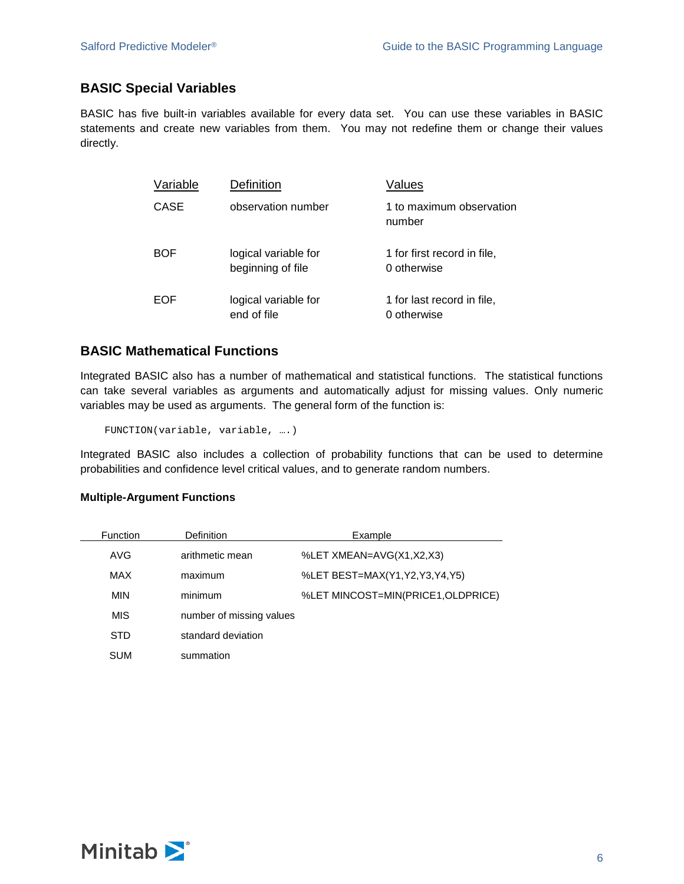## BASIC Special Variables

BASIC has five built-in variables available for every data set. You can use these variables in BASIC statements and create new variables from them. You may not redefine them or change their values directly.

| Variable | Definition | Values |
|---|---|---|
| CASE | observation number | 1 to maximum observation number |
| BOF | logical variable for beginning of file | 1 for first record in file, 0 otherwise |
| EOF | logical variable for end of file | 1 for last record in file, 0 otherwise |

## BASIC Mathematical Functions

Integrated BASIC also has a number of mathematical and statistical functions. The statistical functions can take several variables as arguments and automatically adjust for missing values. Only numeric variables may be used as arguments. The general form of the function is:

```
FUNCTION(variable, variable, ….)
```

Integrated BASIC also includes a collection of probability functions that can be used to determine probabilities and confidence level critical values, and to generate random numbers.

### Multiple-Argument Functions

| Function | Definition | Example |
|---|---|---|
| AVG | arithmetic mean | %LET XMEAN=AVG(X1,X2,X3) |
| MAX | maximum | %LET BEST=MAX(Y1,Y2,Y3,Y4,Y5) |
| MIN | minimum | %LET MINCOST=MIN(PRICE1,OLDPRICE) |
| MIS | number of missing values | |
| STD | standard deviation | |
| SUM | summation | |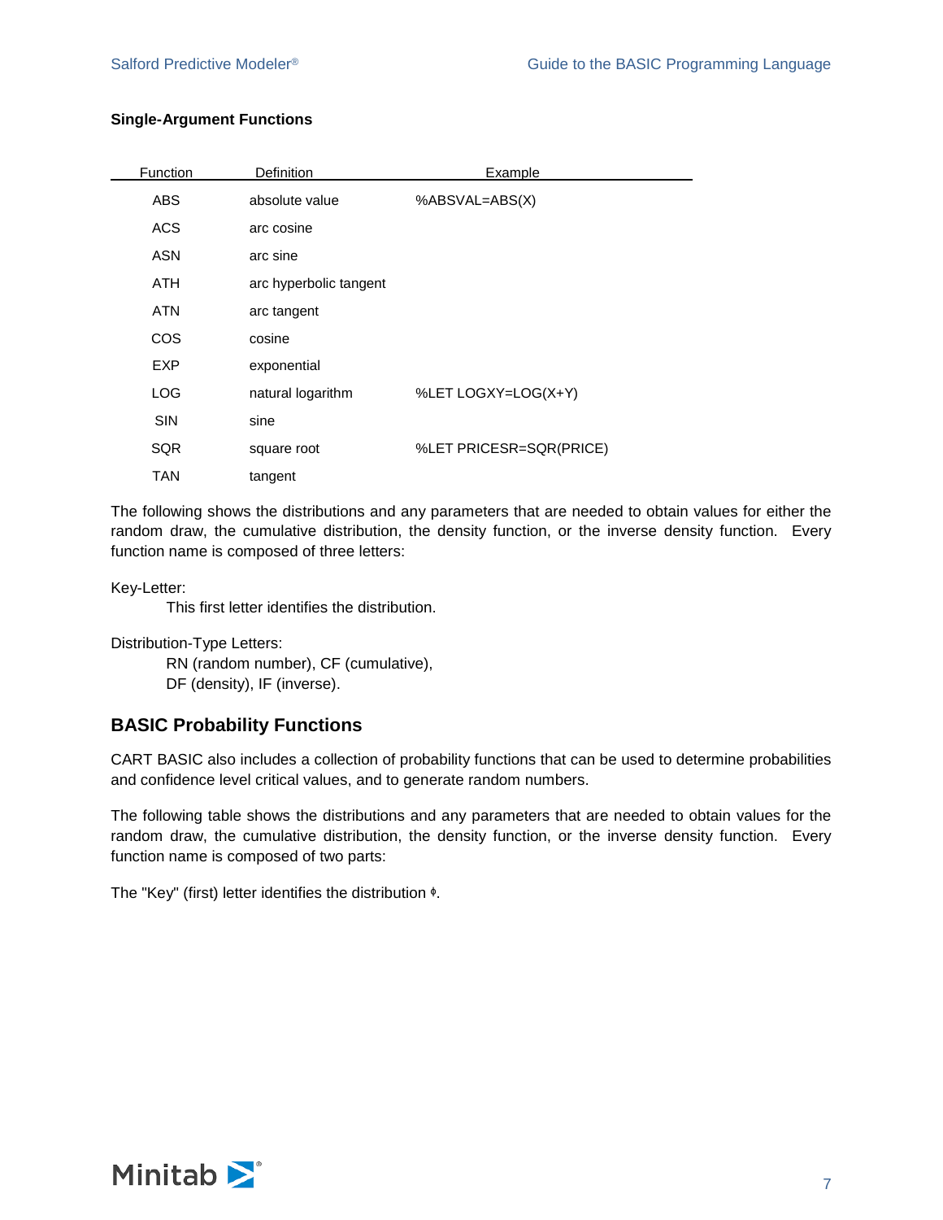**Single-Argument Functions**

| Function | Definition | Example |
|---|---|---|
| ABS | absolute value | %ABSVAL=ABS(X) |
| ACS | arc cosine | |
| ASN | arc sine | |
| ATH | arc hyperbolic tangent | |
| ATN | arc tangent | |
| COS | cosine | |
| EXP | exponential | |
| LOG | natural logarithm | %LET LOGXY=LOG(X+Y) |
| SIN | sine | |
| SQR | square root | %LET PRICESR=SQR(PRICE) |
| TAN | tangent | |

The following shows the distributions and any parameters that are needed to obtain values for either the random draw, the cumulative distribution, the density function, or the inverse density function. Every function name is composed of three letters:

Key-Letter:

This first letter identifies the distribution.

Distribution-Type Letters:

RN (random number), CF (cumulative),
DF (density), IF (inverse).

## BASIC Probability Functions

CART BASIC also includes a collection of probability functions that can be used to determine probabilities and confidence level critical values, and to generate random numbers.

The following table shows the distributions and any parameters that are needed to obtain values for the random draw, the cumulative distribution, the density function, or the inverse density function. Every function name is composed of two parts:

The "Key" (first) letter identifies the distribution ◊.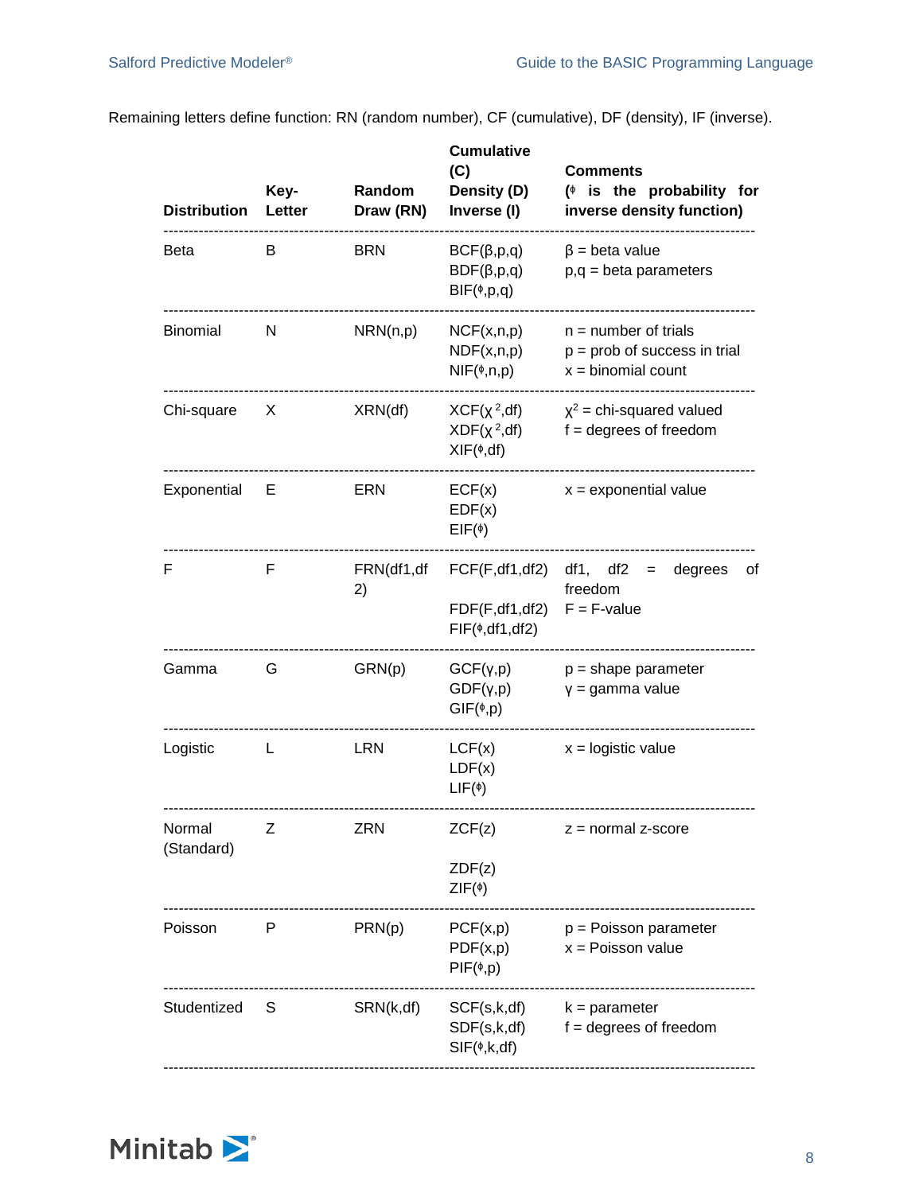Remaining letters define function: RN (random number), CF (cumulative), DF (density), IF (inverse).

| Distribution | Key-Letter | Random Draw (RN) | Cumulative (C) Density (D) Inverse (I) | Comments (ϕ is the probability for inverse density function) |
|---|---|---|---|---|
| Beta | B | BRN | BCF(β,p,q)<br>BDF(β,p,q)<br>BIF(ϕ,p,q) | β = beta value<br>p,q = beta parameters |
| Binomial | N | NRN(n,p) | NCF(x,n,p)<br>NDF(x,n,p)<br>NIF(ϕ,n,p) | n = number of trials<br>p = prob of success in trial<br>x = binomial count |
| Chi-square | X | XRN(df) | XCF($\chi^2$,df)<br>XDF($\chi^2$,df)<br>XIF(ϕ,df) | $\chi^2$ = chi-squared valued<br>f = degrees of freedom |
| Exponential | E | ERN | ECF(x)<br>EDF(x)<br>EIF(ϕ) | x = exponential value |
| F | F | FRN(df1,df2) | FCF(F,df1,df2)<br>FDF(F,df1,df2)<br>FIF(ϕ,df1,df2) | df1, df2 = degrees of freedom<br>F = F-value |
| Gamma | G | GRN(p) | GCF(γ,p)<br>GDF(γ,p)<br>GIF(ϕ,p) | p = shape parameter<br>γ = gamma value |
| Logistic | L | LRN | LCF(x)<br>LDF(x)<br>LIF(ϕ) | x = logistic value |
| Normal (Standard) | Z | ZRN | ZCF(z)<br>ZDF(z)<br>ZIF(ϕ) | z = normal z-score |
| Poisson | P | PRN(p) | PCF(x,p)<br>PDF(x,p)<br>PIF(ϕ,p) | p = Poisson parameter<br>x = Poisson value |
| Studentized | S | SRN(k,df) | SCF(s,k,df)<br>SDF(s,k,df)<br>SIF(ϕ,k,df) | k = parameter<br>f = degrees of freedom |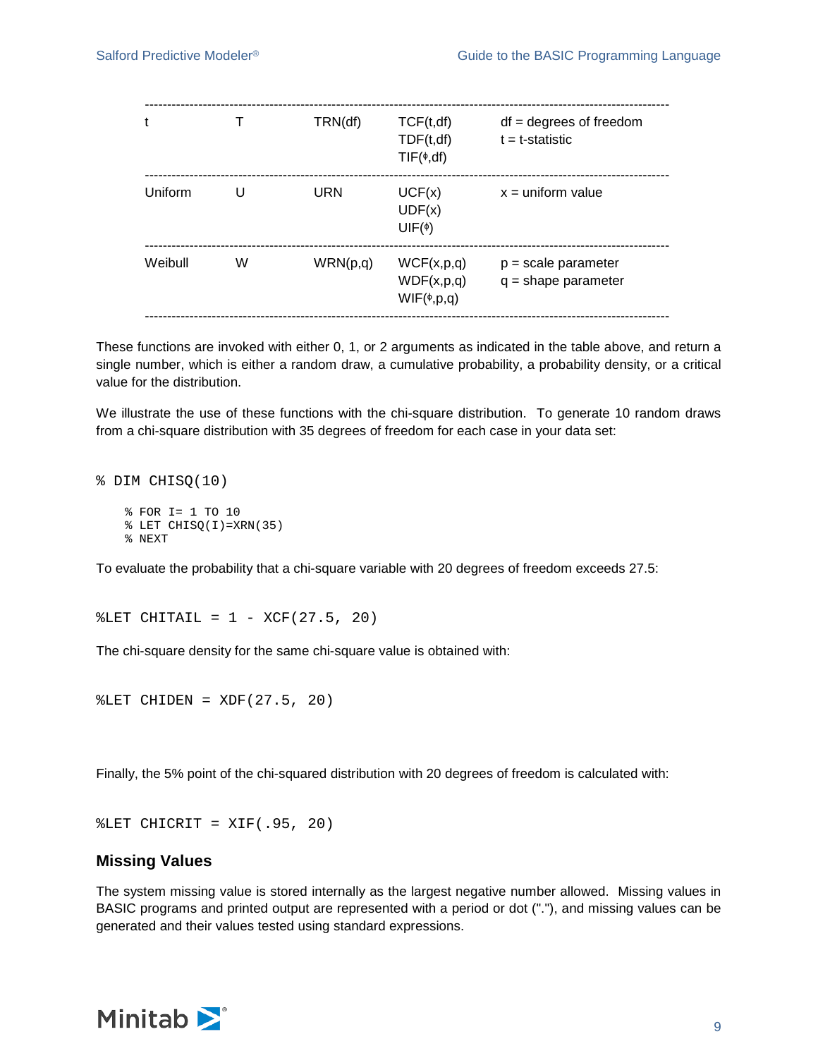| | | | | |
|---|---|---|---|---|
| t | T | TRN(df) | TCF(t,df)<br>TDF(t,df)<br>TIF(ϕ,df) | df = degrees of freedom<br>t = t-statistic |
| Uniform | U | URN | UCF(x)<br>UDF(x)<br>UIF(ϕ) | x = uniform value |
| Weibull | W | WRN(p,q) | WCF(x,p,q)<br>WDF(x,p,q)<br>WIF(ϕ,p,q) | p = scale parameter<br>q = shape parameter |

These functions are invoked with either 0, 1, or 2 arguments as indicated in the table above, and return a single number, which is either a random draw, a cumulative probability, a probability density, or a critical value for the distribution.

We illustrate the use of these functions with the chi-square distribution. To generate 10 random draws from a chi-square distribution with 35 degrees of freedom for each case in your data set:

```
% DIM CHISQ(10)
    % FOR I= 1 TO 10
    % LET CHISQ(I)=XRN(35)
    % NEXT
```

To evaluate the probability that a chi-square variable with 20 degrees of freedom exceeds 27.5:

```
%LET CHITAIL = 1 - XCF(27.5, 20)
```

The chi-square density for the same chi-square value is obtained with:

```
%LET CHIDEN = XDF(27.5, 20)
```

Finally, the 5% point of the chi-squared distribution with 20 degrees of freedom is calculated with:

```
%LET CHICRIT = XIF(.95, 20)
```

## Missing Values

The system missing value is stored internally as the largest negative number allowed. Missing values in BASIC programs and printed output are represented with a period or dot ("."), and missing values can be generated and their values tested using standard expressions.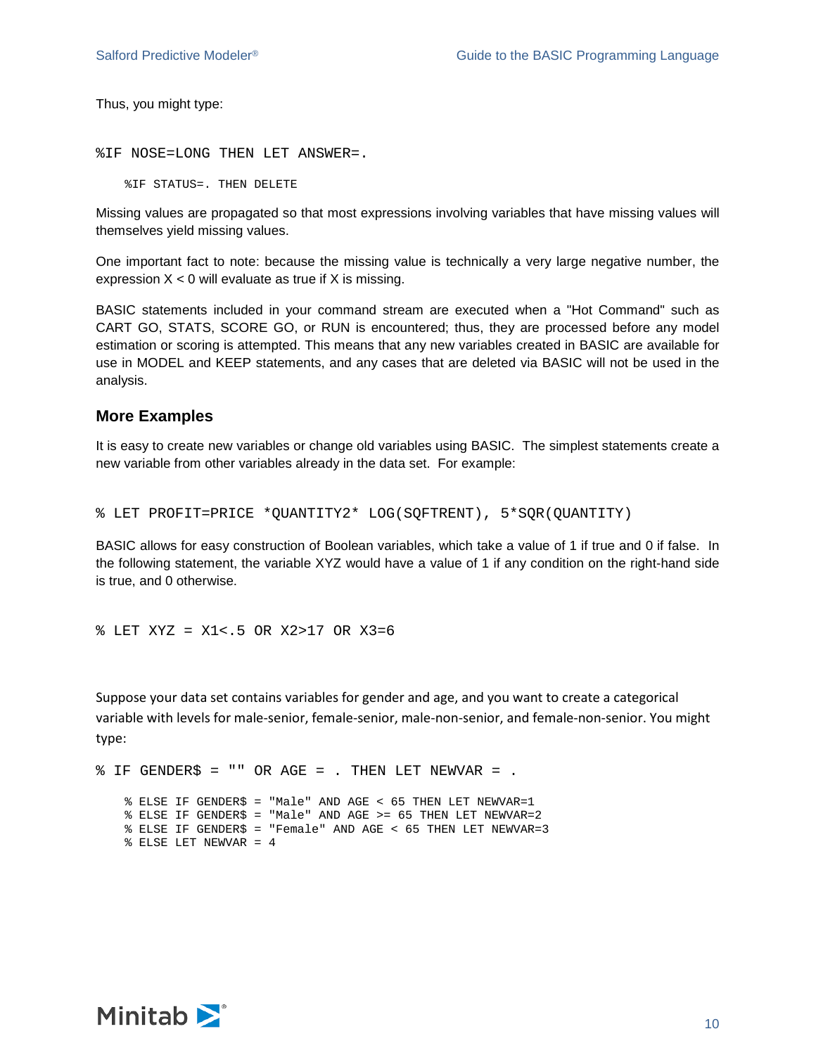Thus, you might type:

```
%IF NOSE=LONG THEN LET ANSWER=.
    %IF STATUS=. THEN DELETE
```

Missing values are propagated so that most expressions involving variables that have missing values will themselves yield missing values.

One important fact to note: because the missing value is technically a very large negative number, the expression X < 0 will evaluate as true if X is missing.

BASIC statements included in your command stream are executed when a "Hot Command" such as CART GO, STATS, SCORE GO, or RUN is encountered; thus, they are processed before any model estimation or scoring is attempted. This means that any new variables created in BASIC are available for use in MODEL and KEEP statements, and any cases that are deleted via BASIC will not be used in the analysis.

## More Examples

It is easy to create new variables or change old variables using BASIC. The simplest statements create a new variable from other variables already in the data set. For example:

```
% LET PROFIT=PRICE *QUANTITY2* LOG(SQFTRENT), 5*SQR(QUANTITY)
```

BASIC allows for easy construction of Boolean variables, which take a value of 1 if true and 0 if false. In the following statement, the variable XYZ would have a value of 1 if any condition on the right-hand side is true, and 0 otherwise.

```
% LET XYZ = X1<.5 OR X2>17 OR X3=6
```

Suppose your data set contains variables for gender and age, and you want to create a categorical variable with levels for male-senior, female-senior, male-non-senior, and female-non-senior. You might type:

```
% IF GENDER$ = "" OR AGE = . THEN LET NEWVAR = .
    % ELSE IF GENDER$ = "Male" AND AGE < 65 THEN LET NEWVAR=1
    % ELSE IF GENDER$ = "Male" AND AGE >= 65 THEN LET NEWVAR=2
    % ELSE IF GENDER$ = "Female" AND AGE < 65 THEN LET NEWVAR=3
    % ELSE LET NEWVAR = 4
```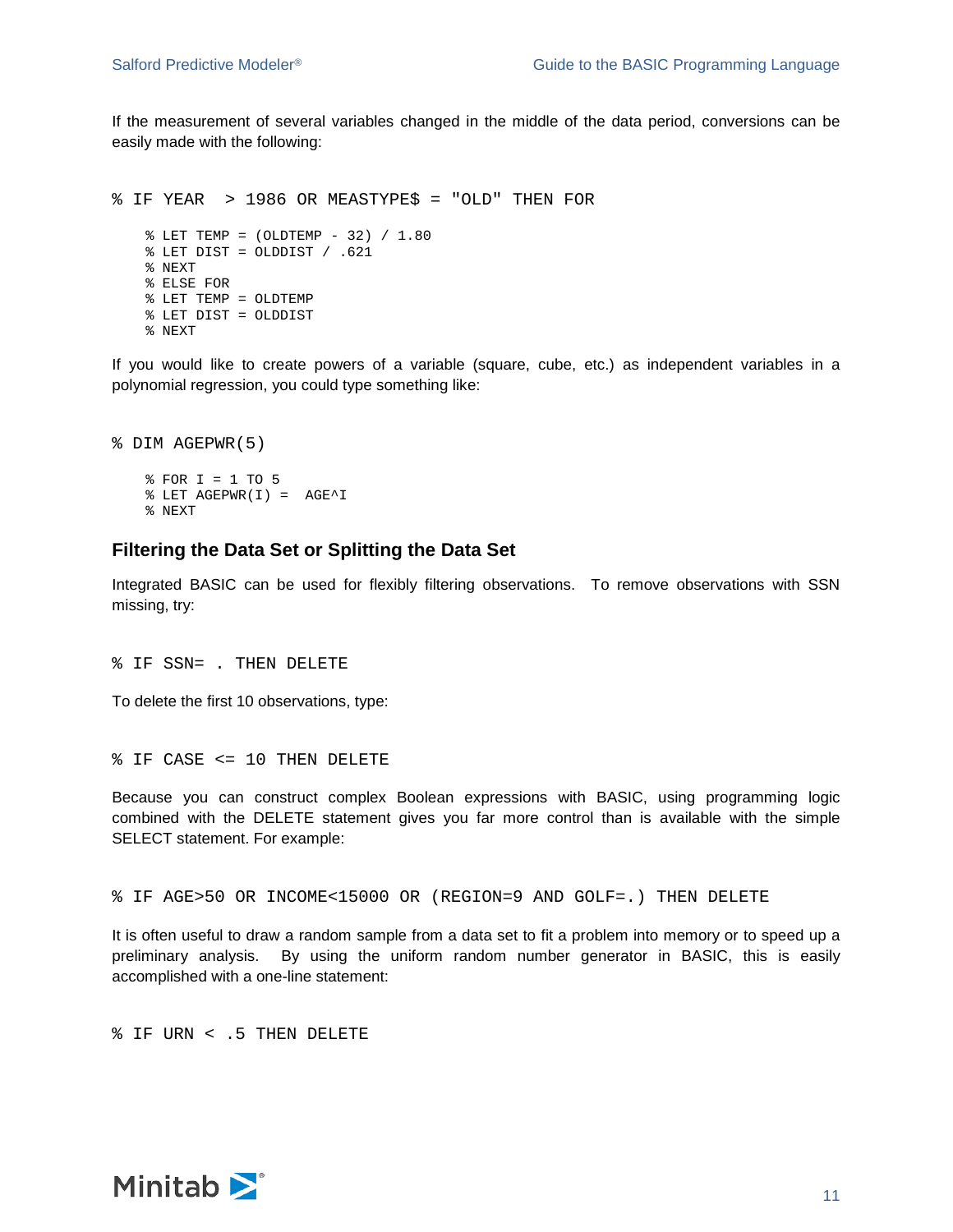If the measurement of several variables changed in the middle of the data period, conversions can be easily made with the following:

```
% IF YEAR  > 1986 OR MEASTYPE$ = "OLD" THEN FOR

    % LET TEMP = (OLDTEMP - 32) / 1.80
    % LET DIST = OLDDIST / .621
    % NEXT
    % ELSE FOR
    % LET TEMP = OLDTEMP
    % LET DIST = OLDDIST
    % NEXT
```

If you would like to create powers of a variable (square, cube, etc.) as independent variables in a polynomial regression, you could type something like:

```
% DIM AGEPWR(5)

    % FOR I = 1 TO 5
    % LET AGEPWR(I) =  AGE^I
    % NEXT
```

### Filtering the Data Set or Splitting the Data Set

Integrated BASIC can be used for flexibly filtering observations. To remove observations with SSN missing, try:

```
% IF SSN= . THEN DELETE
```

To delete the first 10 observations, type:

```
% IF CASE <= 10 THEN DELETE
```

Because you can construct complex Boolean expressions with BASIC, using programming logic combined with the DELETE statement gives you far more control than is available with the simple SELECT statement. For example:

```
% IF AGE>50 OR INCOME<15000 OR (REGION=9 AND GOLF=.) THEN DELETE
```

It is often useful to draw a random sample from a data set to fit a problem into memory or to speed up a preliminary analysis. By using the uniform random number generator in BASIC, this is easily accomplished with a one-line statement:

```
% IF URN < .5 THEN DELETE
```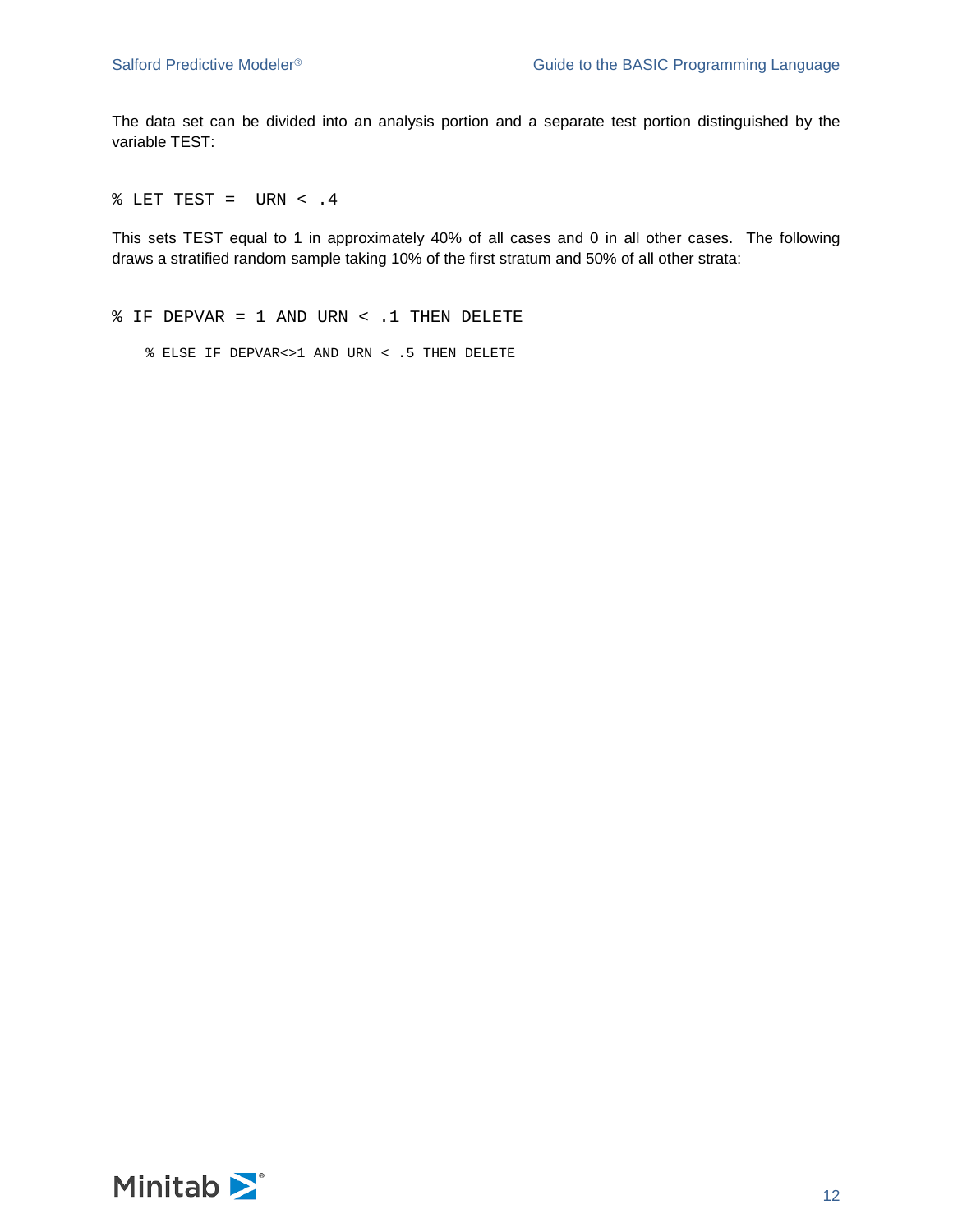The data set can be divided into an analysis portion and a separate test portion distinguished by the variable TEST:

```
% LET TEST =  URN < .4
```

This sets TEST equal to 1 in approximately 40% of all cases and 0 in all other cases. The following draws a stratified random sample taking 10% of the first stratum and 50% of all other strata:

```
% IF DEPVAR = 1 AND URN < .1 THEN DELETE
   % ELSE IF DEPVAR<>1 AND URN < .5 THEN DELETE
```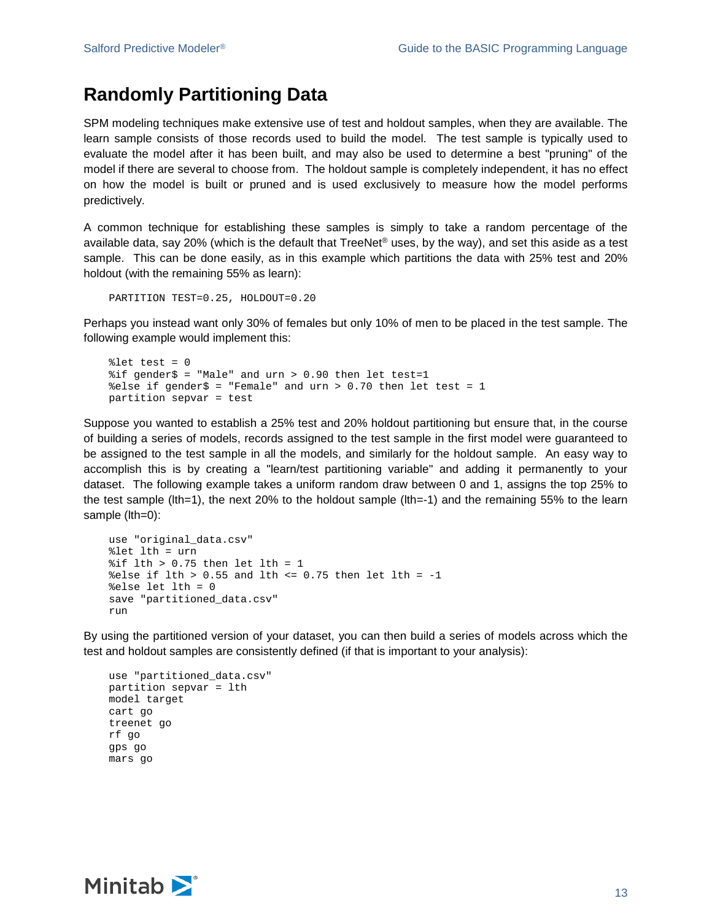## Randomly Partitioning Data

SPM modeling techniques make extensive use of test and holdout samples, when they are available. The learn sample consists of those records used to build the model. The test sample is typically used to evaluate the model after it has been built, and may also be used to determine a best "pruning" of the model if there are several to choose from. The holdout sample is completely independent, it has no effect on how the model is built or pruned and is used exclusively to measure how the model performs predictively.

A common technique for establishing these samples is simply to take a random percentage of the available data, say 20% (which is the default that TreeNet® uses, by the way), and set this aside as a test sample. This can be done easily, as in this example which partitions the data with 25% test and 20% holdout (with the remaining 55% as learn):

```
PARTITION TEST=0.25, HOLDOUT=0.20
```

Perhaps you instead want only 30% of females but only 10% of men to be placed in the test sample. The following example would implement this:

```
%let test = 0
%if gender$ = "Male" and urn > 0.90 then let test=1
%else if gender$ = "Female" and urn > 0.70 then let test = 1
partition sepvar = test
```

Suppose you wanted to establish a 25% test and 20% holdout partitioning but ensure that, in the course of building a series of models, records assigned to the test sample in the first model were guaranteed to be assigned to the test sample in all the models, and similarly for the holdout sample. An easy way to accomplish this is by creating a "learn/test partitioning variable" and adding it permanently to your dataset. The following example takes a uniform random draw between 0 and 1, assigns the top 25% to the test sample (lth=1), the next 20% to the holdout sample (lth=-1) and the remaining 55% to the learn sample (lth=0):

```
use "original_data.csv"
%let lth = urn
%if lth > 0.75 then let lth = 1
%else if lth > 0.55 and lth <= 0.75 then let lth = -1
%else let lth = 0
save "partitioned_data.csv"
run
```

By using the partitioned version of your dataset, you can then build a series of models across which the test and holdout samples are consistently defined (if that is important to your analysis):

```
use "partitioned_data.csv"
partition sepvar = lth
model target
cart go
treenet go
rf go
gps go
mars go
```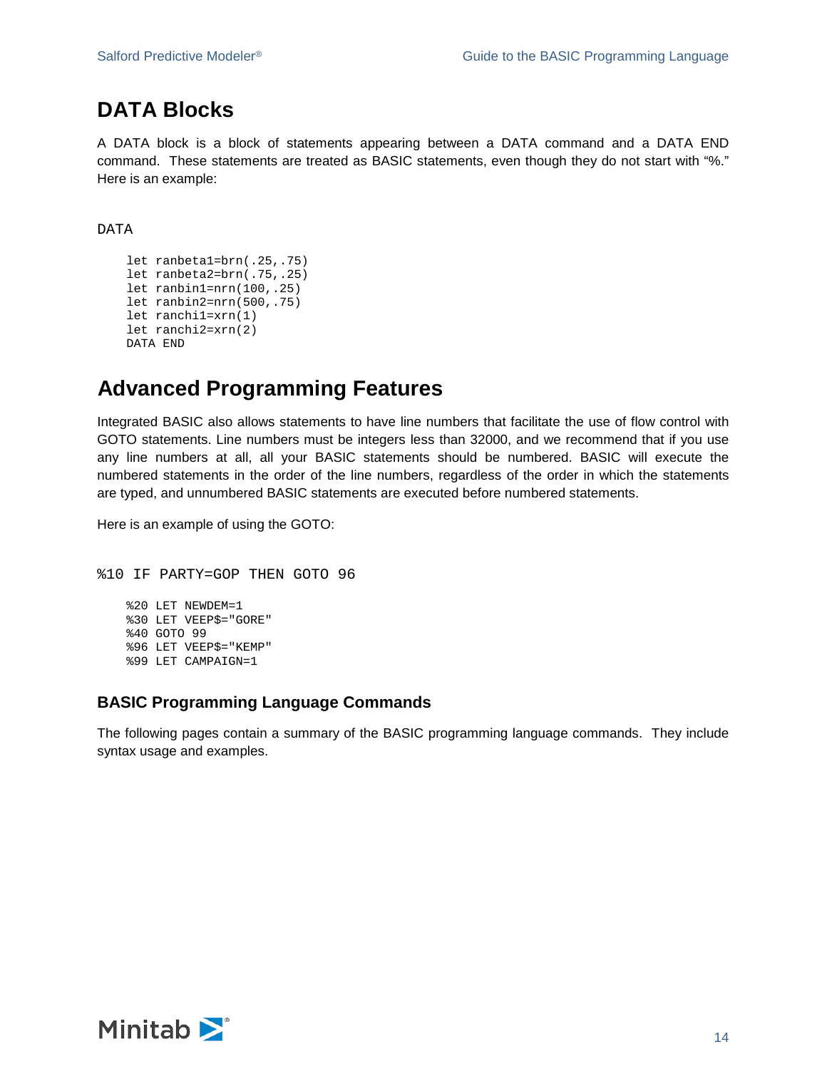## DATA Blocks

A DATA block is a block of statements appearing between a DATA command and a DATA END command. These statements are treated as BASIC statements, even though they do not start with "%." Here is an example:

```
DATA

    let ranbeta1=brn(.25,.75)
    let ranbeta2=brn(.75,.25)
    let ranbin1=nrn(100,.25)
    let ranbin2=nrn(500,.75)
    let ranchi1=xrn(1)
    let ranchi2=xrn(2)
    DATA END
```

## Advanced Programming Features

Integrated BASIC also allows statements to have line numbers that facilitate the use of flow control with GOTO statements. Line numbers must be integers less than 32000, and we recommend that if you use any line numbers at all, all your BASIC statements should be numbered. BASIC will execute the numbered statements in the order of the line numbers, regardless of the order in which the statements are typed, and unnumbered BASIC statements are executed before numbered statements.

Here is an example of using the GOTO:

```
%10 IF PARTY=GOP THEN GOTO 96

    %20 LET NEWDEM=1
    %30 LET VEEP$="GORE"
    %40 GOTO 99
    %96 LET VEEP$="KEMP"
    %99 LET CAMPAIGN=1
```

### BASIC Programming Language Commands

The following pages contain a summary of the BASIC programming language commands. They include syntax usage and examples.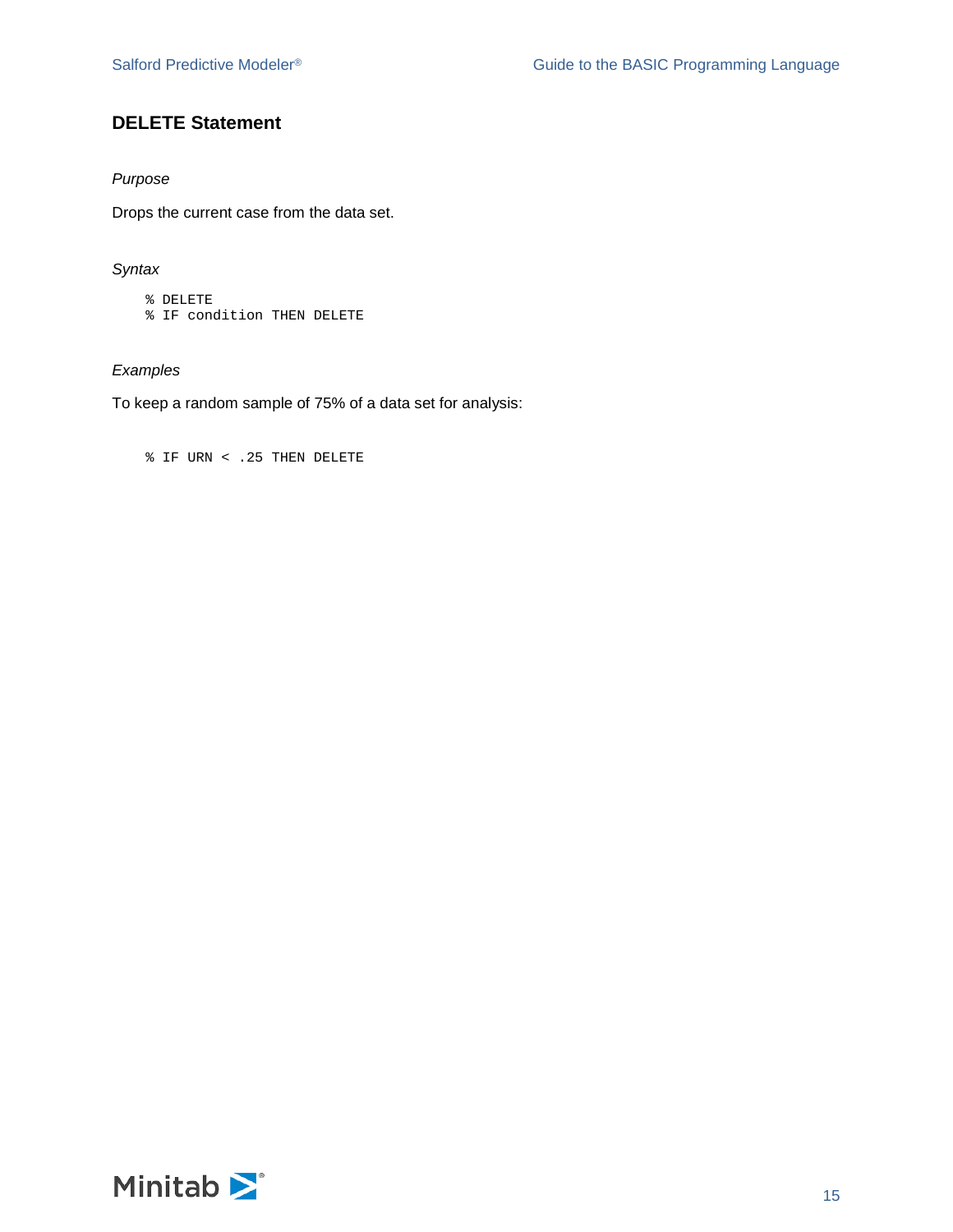## DELETE Statement

*Purpose*

Drops the current case from the data set.

*Syntax*

```
% DELETE
% IF condition THEN DELETE
```

*Examples*

To keep a random sample of 75% of a data set for analysis:

```
% IF URN < .25 THEN DELETE
```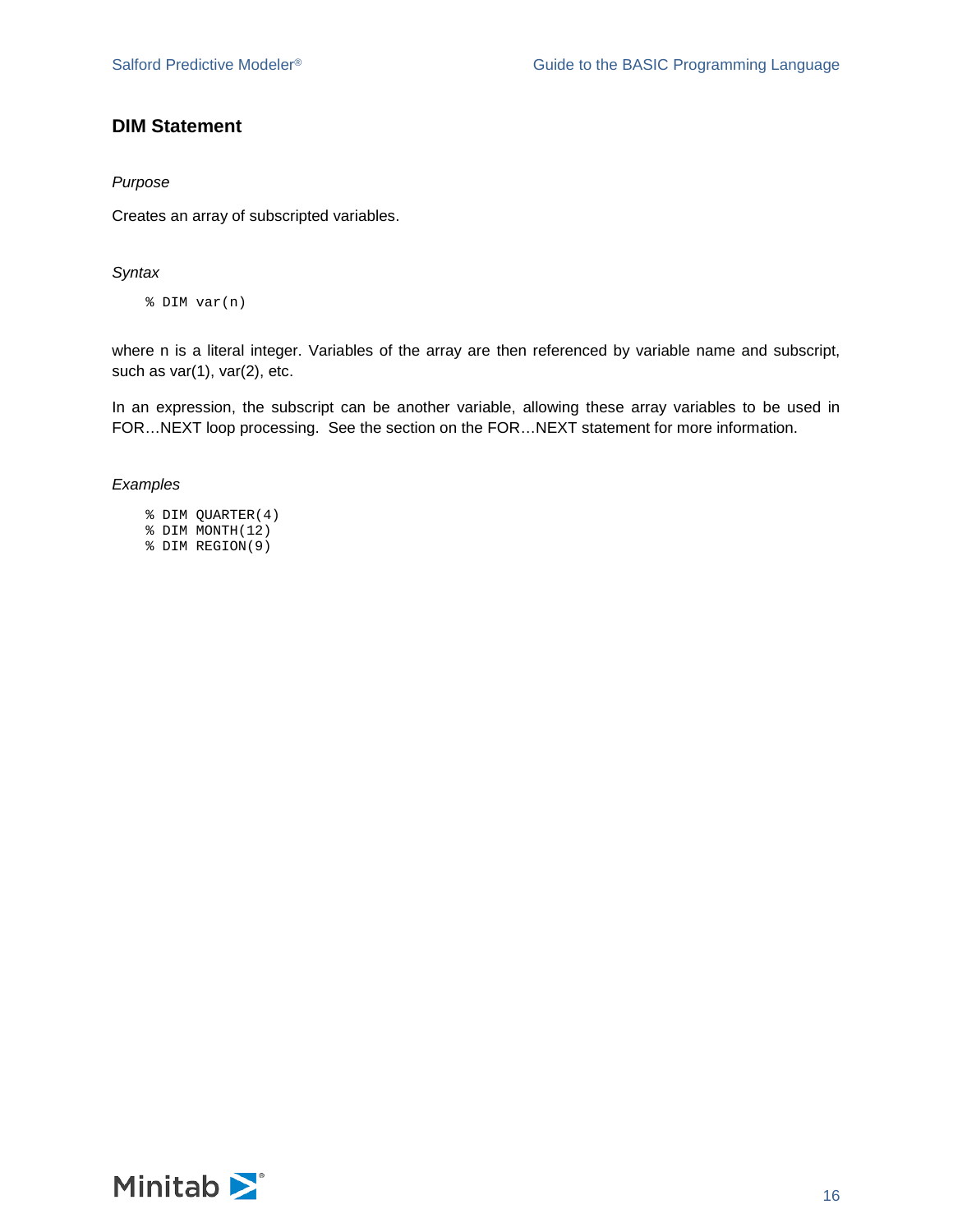## DIM Statement

*Purpose*

Creates an array of subscripted variables.

*Syntax*

```
% DIM var(n)
```

where n is a literal integer. Variables of the array are then referenced by variable name and subscript, such as var(1), var(2), etc.

In an expression, the subscript can be another variable, allowing these array variables to be used in FOR…NEXT loop processing. See the section on the FOR…NEXT statement for more information.

*Examples*

```
% DIM QUARTER(4)
% DIM MONTH(12)
% DIM REGION(9)
```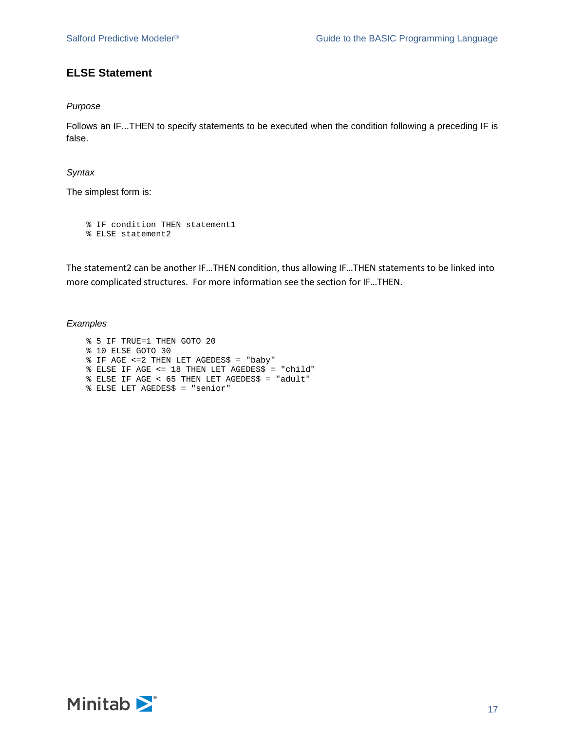## ELSE Statement

*Purpose*

Follows an IF...THEN to specify statements to be executed when the condition following a preceding IF is false.

*Syntax*

The simplest form is:

```
% IF condition THEN statement1
% ELSE statement2
```

The statement2 can be another IF…THEN condition, thus allowing IF…THEN statements to be linked into more complicated structures. For more information see the section for IF…THEN.

*Examples*

```
% 5 IF TRUE=1 THEN GOTO 20
% 10 ELSE GOTO 30
% IF AGE <=2 THEN LET AGEDES$ = "baby"
% ELSE IF AGE <= 18 THEN LET AGEDES$ = "child"
% ELSE IF AGE < 65 THEN LET AGEDES$ = "adult"
% ELSE LET AGEDES$ = "senior"
```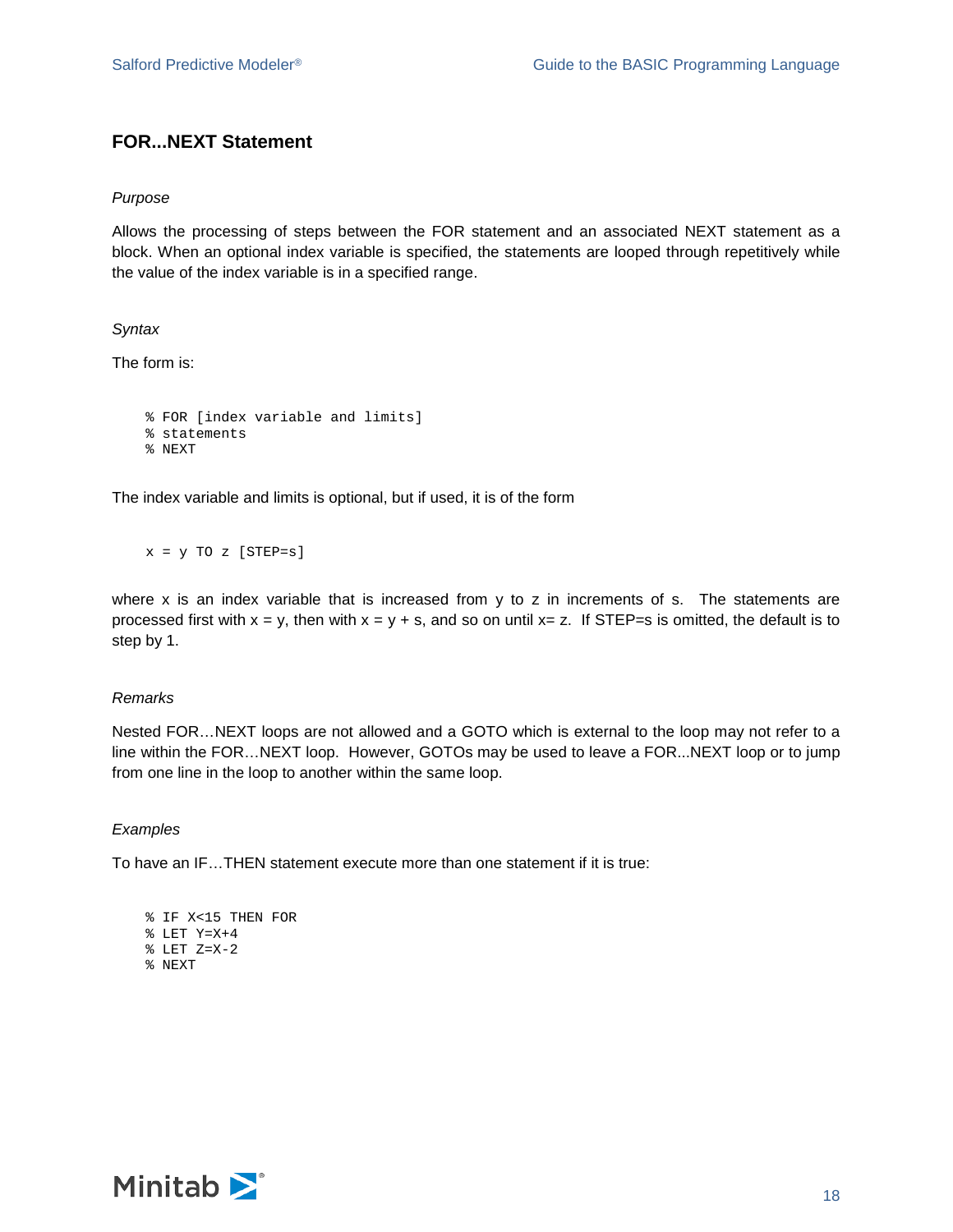## FOR...NEXT Statement

*Purpose*

Allows the processing of steps between the FOR statement and an associated NEXT statement as a block. When an optional index variable is specified, the statements are looped through repetitively while the value of the index variable is in a specified range.

*Syntax*

The form is:

```
% FOR [index variable and limits]
% statements
% NEXT
```

The index variable and limits is optional, but if used, it is of the form

```
x = y TO z [STEP=s]
```

where x is an index variable that is increased from y to z in increments of s. The statements are processed first with x = y, then with x = y + s, and so on until x= z. If STEP=s is omitted, the default is to step by 1.

*Remarks*

Nested FOR…NEXT loops are not allowed and a GOTO which is external to the loop may not refer to a line within the FOR…NEXT loop. However, GOTOs may be used to leave a FOR...NEXT loop or to jump from one line in the loop to another within the same loop.

*Examples*

To have an IF…THEN statement execute more than one statement if it is true:

```
% IF X<15 THEN FOR
% LET Y=X+4
% LET Z=X-2
% NEXT
```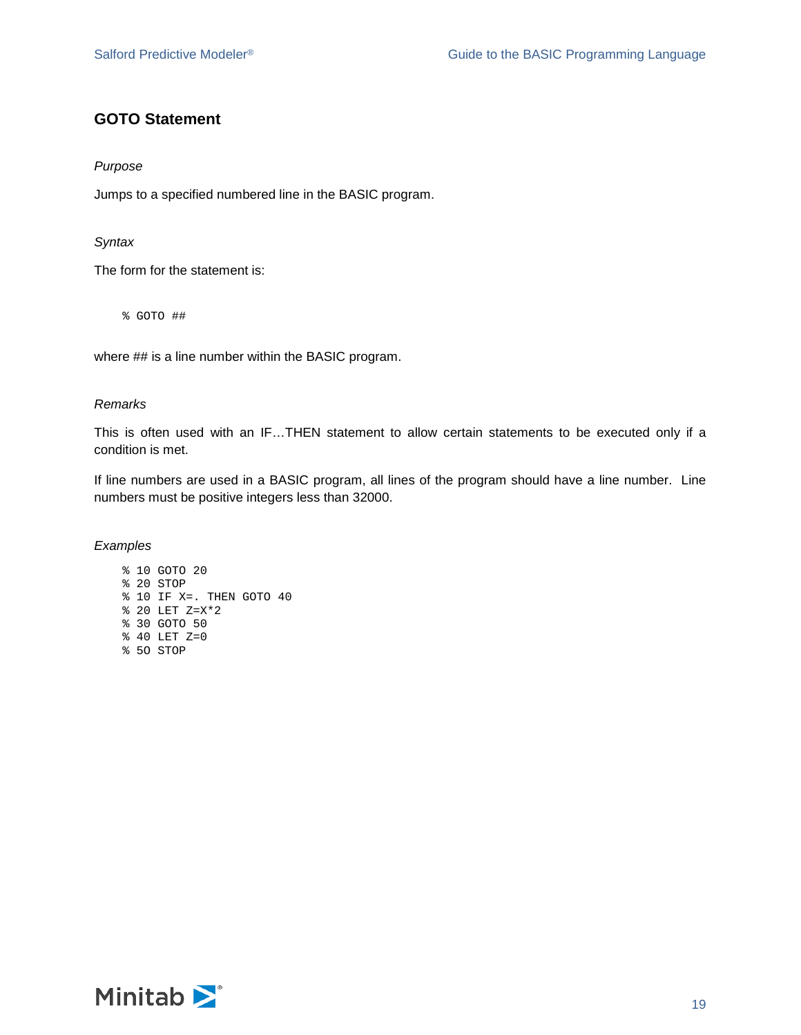## GOTO Statement

*Purpose*

Jumps to a specified numbered line in the BASIC program.

*Syntax*

The form for the statement is:

```
% GOTO ##
```

where ## is a line number within the BASIC program.

*Remarks*

This is often used with an IF…THEN statement to allow certain statements to be executed only if a condition is met.

If line numbers are used in a BASIC program, all lines of the program should have a line number. Line numbers must be positive integers less than 32000.

*Examples*

```
% 10 GOTO 20
% 20 STOP
% 10 IF X=. THEN GOTO 40
% 20 LET Z=X*2
% 30 GOTO 50
% 40 LET Z=0
% 5O STOP
```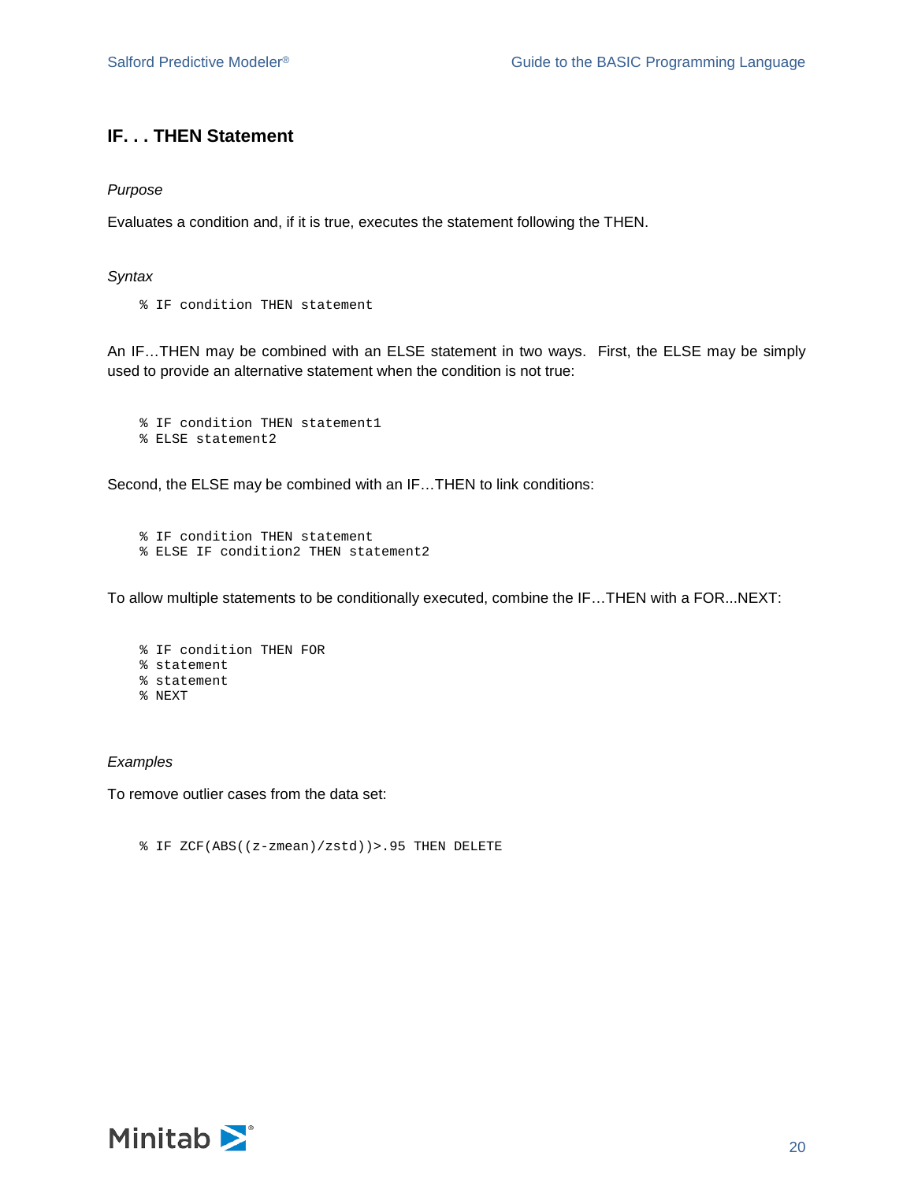## IF. . . THEN Statement

*Purpose*

Evaluates a condition and, if it is true, executes the statement following the THEN.

*Syntax*

```
% IF condition THEN statement
```

An IF…THEN may be combined with an ELSE statement in two ways. First, the ELSE may be simply used to provide an alternative statement when the condition is not true:

```
% IF condition THEN statement1
% ELSE statement2
```

Second, the ELSE may be combined with an IF…THEN to link conditions:

```
% IF condition THEN statement
% ELSE IF condition2 THEN statement2
```

To allow multiple statements to be conditionally executed, combine the IF…THEN with a FOR...NEXT:

```
% IF condition THEN FOR
% statement
% statement
% NEXT
```

*Examples*

To remove outlier cases from the data set:

```
% IF ZCF(ABS((z-zmean)/zstd))>.95 THEN DELETE
```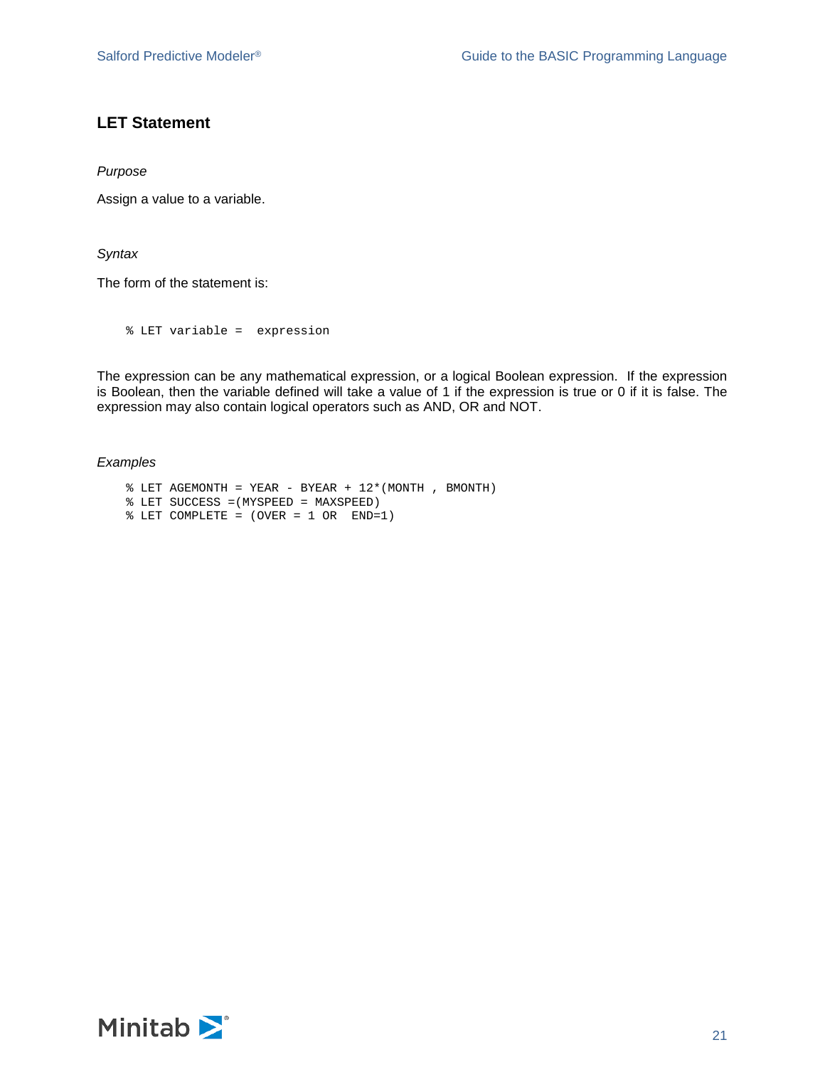## LET Statement

*Purpose*

Assign a value to a variable.

*Syntax*

The form of the statement is:

```
% LET variable =  expression
```

The expression can be any mathematical expression, or a logical Boolean expression. If the expression is Boolean, then the variable defined will take a value of 1 if the expression is true or 0 if it is false. The expression may also contain logical operators such as AND, OR and NOT.

*Examples*

```
% LET AGEMONTH = YEAR - BYEAR + 12*(MONTH , BMONTH)
% LET SUCCESS =(MYSPEED = MAXSPEED)
% LET COMPLETE = (OVER = 1 OR  END=1)
```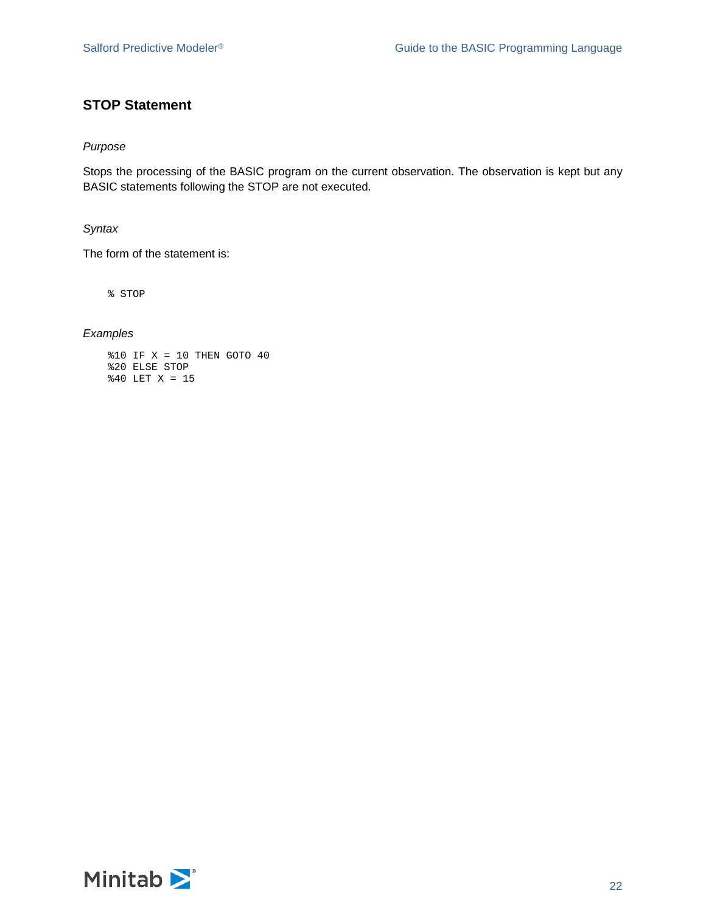## STOP Statement

*Purpose*

Stops the processing of the BASIC program on the current observation. The observation is kept but any BASIC statements following the STOP are not executed.

*Syntax*

The form of the statement is:

```
% STOP
```

*Examples*

```
%10 IF X = 10 THEN GOTO 40
%20 ELSE STOP
%40 LET X = 15
```